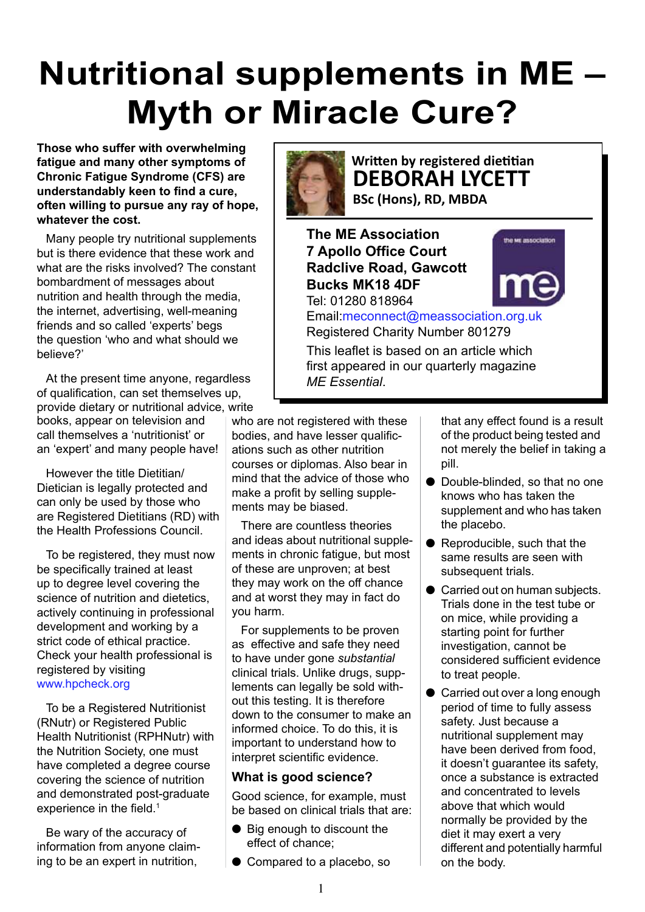# Nutritional supplements in ME – Myth or Miracle Cure?

Written by registered dietitian
**DEBORAH LYCETT**
**BSc (Hons), RD, MBDA**

**The ME Association**
**7 Apollo Office Court**
**Radclive Road, Gawcott**
**Bucks MK18 4DF**
Tel: 01280 818964
Email: meconnect@meassociation.org.uk
Registered Charity Number 801279

This leaflet is based on an article which first appeared in our quarterly magazine *ME Essential*.

**Those who suffer with overwhelming fatigue and many other symptoms of Chronic Fatigue Syndrome (CFS) are understandably keen to find a cure, often willing to pursue any ray of hope, whatever the cost.**

Many people try nutritional supplements but is there evidence that these work and what are the risks involved? The constant bombardment of messages about nutrition and health through the media, the internet, advertising, well-meaning friends and so called 'experts' begs the question 'who and what should we believe?'

At the present time anyone, regardless of qualification, can set themselves up, provide dietary or nutritional advice, write books, appear on television and call themselves a 'nutritionist' or an 'expert' and many people have!

However the title Dietitian/Dietician is legally protected and can only be used by those who are Registered Dietitians (RD) with the Health Professions Council.

To be registered, they must now be specifically trained at least up to degree level covering the science of nutrition and dietetics, actively continuing in professional development and working by a strict code of ethical practice. Check your health professional is registered by visiting www.hpcheck.org

To be a Registered Nutritionist (RNutr) or Registered Public Health Nutritionist (RPHNutr) with the Nutrition Society, one must have completed a degree course covering the science of nutrition and demonstrated post-graduate experience in the field.[1]

Be wary of the accuracy of information from anyone claiming to be an expert in nutrition, who are not registered with these bodies, and have lesser qualifications such as other nutrition courses or diplomas. Also bear in mind that the advice of those who make a profit by selling supplements may be biased.

There are countless theories and ideas about nutritional supplements in chronic fatigue, but most of these are unproven; at best they may work on the off chance and at worst they may in fact do you harm.

For supplements to be proven as effective and safe they need to have under gone *substantial* clinical trials. Unlike drugs, supplements can legally be sold without this testing. It is therefore down to the consumer to make an informed choice. To do this, it is important to understand how to interpret scientific evidence.

### What is good science?

Good science, for example, must be based on clinical trials that are:

- Big enough to discount the effect of chance;
- Compared to a placebo, so that any effect found is a result of the product being tested and not merely the belief in taking a pill.
- Double-blinded, so that no one knows who has taken the supplement and who has taken the placebo.
- Reproducible, such that the same results are seen with subsequent trials.
- Carried out on human subjects. Trials done in the test tube or on mice, while providing a starting point for further investigation, cannot be considered sufficient evidence to treat people.
- Carried out over a long enough period of time to fully assess safety. Just because a nutritional supplement may have been derived from food, it doesn't guarantee its safety, once a substance is extracted and concentrated to levels above that which would normally be provided by the diet it may exert a very different and potentially harmful on the body.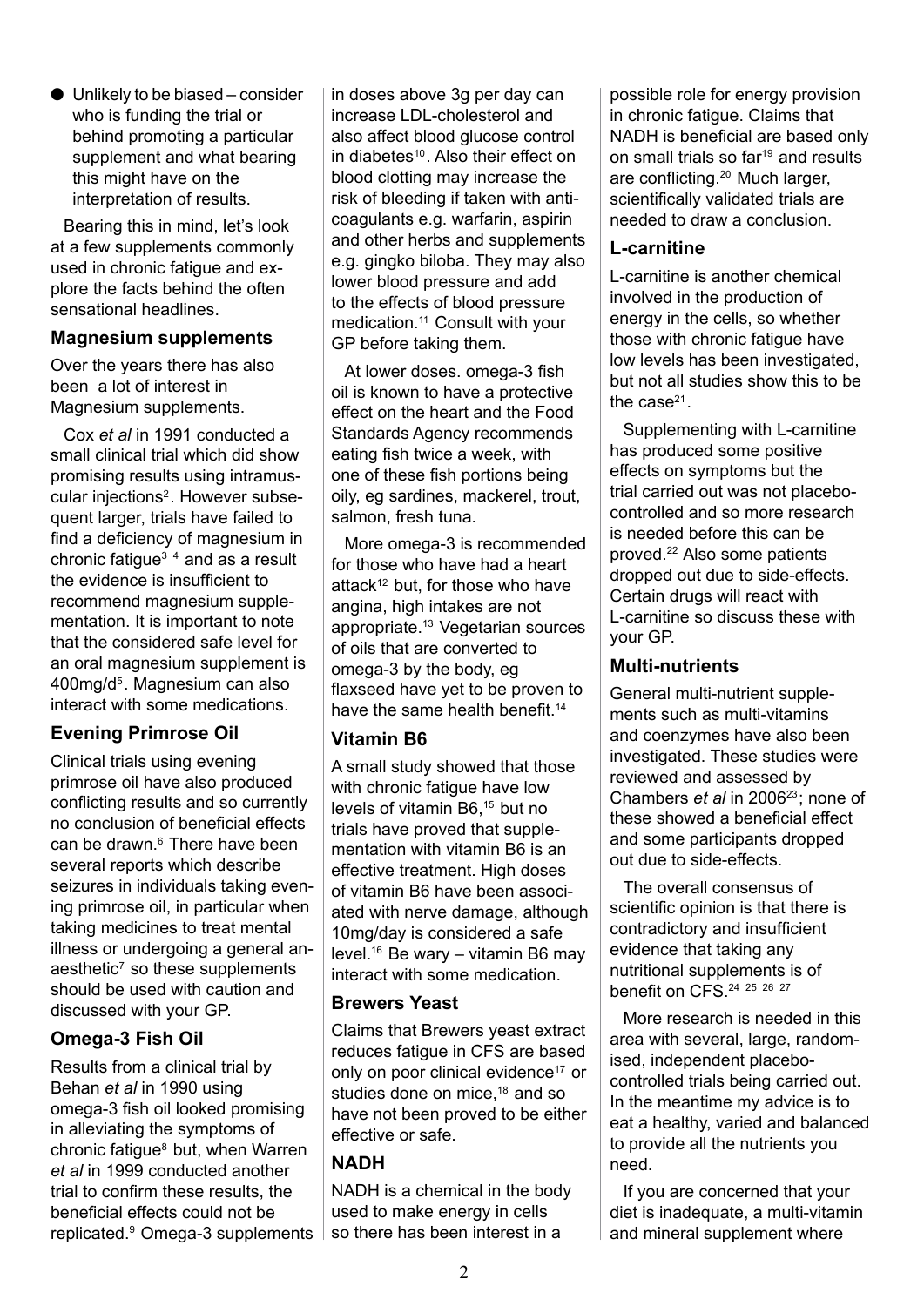- Unlikely to be biased – consider who is funding the trial or behind promoting a particular supplement and what bearing this might have on the interpretation of results.

Bearing this in mind, let's look at a few supplements commonly used in chronic fatigue and explore the facts behind the often sensational headlines.

### Magnesium supplements

Over the years there has also been a lot of interest in Magnesium supplements.

Cox *et al* in 1991 conducted a small clinical trial which did show promising results using intramuscular injections[2]. However subsequent larger, trials have failed to find a deficiency of magnesium in chronic fatigue[3 4] and as a result the evidence is insufficient to recommend magnesium supplementation. It is important to note that the considered safe level for an oral magnesium supplement is 400mg/d[5]. Magnesium can also interact with some medications.

### Evening Primrose Oil

Clinical trials using evening primrose oil have also produced conflicting results and so currently no conclusion of beneficial effects can be drawn.[6] There have been several reports which describe seizures in individuals taking evening primrose oil, in particular when taking medicines to treat mental illness or undergoing a general anaesthetic[7] so these supplements should be used with caution and discussed with your GP.

### Omega-3 Fish Oil

Results from a clinical trial by Behan *et al* in 1990 using omega-3 fish oil looked promising in alleviating the symptoms of chronic fatigue[8] but, when Warren *et al* in 1999 conducted another trial to confirm these results, the beneficial effects could not be replicated.[9] Omega-3 supplements in doses above 3g per day can increase LDL-cholesterol and also affect blood glucose control in diabetes[10]. Also their effect on blood clotting may increase the risk of bleeding if taken with anti-coagulants e.g. warfarin, aspirin and other herbs and supplements e.g. gingko biloba. They may also lower blood pressure and add to the effects of blood pressure medication.[11] Consult with your GP before taking them.

At lower doses. omega-3 fish oil is known to have a protective effect on the heart and the Food Standards Agency recommends eating fish twice a week, with one of these fish portions being oily, eg sardines, mackerel, trout, salmon, fresh tuna.

More omega-3 is recommended for those who have had a heart attack[12] but, for those who have angina, high intakes are not appropriate.[13] Vegetarian sources of oils that are converted to omega-3 by the body, eg flaxseed have yet to be proven to have the same health benefit.[14]

### Vitamin B6

A small study showed that those with chronic fatigue have low levels of vitamin B6,[15] but no trials have proved that supplementation with vitamin B6 is an effective treatment. High doses of vitamin B6 have been associated with nerve damage, although 10mg/day is considered a safe level.[16] Be wary – vitamin B6 may interact with some medication.

### Brewers Yeast

Claims that Brewers yeast extract reduces fatigue in CFS are based only on poor clinical evidence[17] or studies done on mice,[18] and so have not been proved to be either effective or safe.

### NADH

NADH is a chemical in the body used to make energy in cells so there has been interest in a possible role for energy provision in chronic fatigue. Claims that NADH is beneficial are based only on small trials so far[19] and results are conflicting.[20] Much larger, scientifically validated trials are needed to draw a conclusion.

### L-carnitine

L-carnitine is another chemical involved in the production of energy in the cells, so whether those with chronic fatigue have low levels has been investigated, but not all studies show this to be the case[21].

Supplementing with L-carnitine has produced some positive effects on symptoms but the trial carried out was not placebo-controlled and so more research is needed before this can be proved.[22] Also some patients dropped out due to side-effects. Certain drugs will react with L-carnitine so discuss these with your GP.

### Multi-nutrients

General multi-nutrient supplements such as multi-vitamins and coenzymes have also been investigated. These studies were reviewed and assessed by Chambers *et al* in 2006[23]; none of these showed a beneficial effect and some participants dropped out due to side-effects.

The overall consensus of scientific opinion is that there is contradictory and insufficient evidence that taking any nutritional supplements is of benefit on CFS.[24 25 26 27]

More research is needed in this area with several, large, randomised, independent placebo-controlled trials being carried out. In the meantime my advice is to eat a healthy, varied and balanced to provide all the nutrients you need.

If you are concerned that your diet is inadequate, a multi-vitamin and mineral supplement where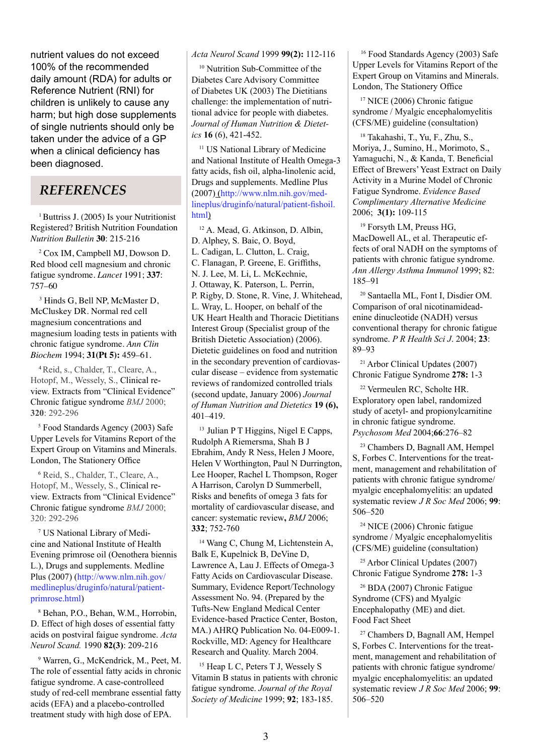nutrient values do not exceed 100% of the recommended daily amount (RDA) for adults or Reference Nutrient (RNI) for children is unlikely to cause any harm; but high dose supplements of single nutrients should only be taken under the advice of a GP when a clinical deficiency has been diagnosed.

## REFERENCES

[1] Buttriss J. (2005) Is your Nutritionist Registered? British Nutrition Foundation *Nutrition Bulletin* **30**: 215-216

[2] Cox IM, Campbell MJ, Dowson D. Red blood cell magnesium and chronic fatigue syndrome. *Lancet* 1991; **337**: 757–60

[3] Hinds G, Bell NP, McMaster D, McCluskey DR. Normal red cell magnesium concentrations and magnesium loading tests in patients with chronic fatigue syndrome. *Ann Clin Biochem* 1994; **31(Pt 5):** 459–61.

[4] Reid, s., Chalder, T., Cleare, A., Hotopf, M., Wessely, S., Clinical review. Extracts from "Clinical Evidence" Chronic fatigue syndrome *BMJ* 2000; **320**: 292-296

[5] Food Standards Agency (2003) Safe Upper Levels for Vitamins Report of the Expert Group on Vitamins and Minerals. London, The Stationery Office

[6] Reid, S., Chalder, T., Cleare, A., Hotopf, M., Wessely, S., Clinical review. Extracts from "Clinical Evidence" Chronic fatigue syndrome *BMJ* 2000; 320: 292-296

[7] US National Library of Medicine and National Institute of Health Evening primrose oil (Oenothera biennis L.), Drugs and supplements. Medline Plus (2007) (http://www.nlm.nih.gov/medlineplus/druginfo/natural/patient-primrose.html)

[8] Behan, P.O., Behan, W.M., Horrobin, D. Effect of high doses of essential fatty acids on postviral faigue syndrome. *Acta Neurol Scand.* 1990 **82(3)**: 209-216

[9] Warren, G., McKendrick, M., Peet, M. The role of essential fatty acids in chronic fatigue syndrome. A case-controlleed study of red-cell membrane essential fatty acids (EFA) and a placebo-controlled treatment study with high dose of EPA. *Acta Neurol Scand* 1999 **99(2):** 112-116

[10] Nutrition Sub-Committee of the Diabetes Care Advisory Committee of Diabetes UK (2003) The Dietitians challenge: the implementation of nutritional advice for people with diabetes. *Journal of Human Nutrition & Dietetics* **16** (6), 421-452.

[11] US National Library of Medicine and National Institute of Health Omega-3 fatty acids, fish oil, alpha-linolenic acid, Drugs and supplements. Medline Plus (2007) (http://www.nlm.nih.gov/medlineplus/druginfo/natural/patient-fishoil.html)

[12] A. Mead, G. Atkinson, D. Albin, D. Alphey, S. Baic, O. Boyd, L. Cadigan, L. Clutton, L. Craig, C. Flanagan, P. Greene, E. Griffiths, N. J. Lee, M. Li, L. McKechnie, J. Ottaway, K. Paterson, L. Perrin, P. Rigby, D. Stone, R. Vine, J. Whitehead, L. Wray, L. Hooper, on behalf of the UK Heart Health and Thoracic Dietitians Interest Group (Specialist group of the British Dietetic Association) (2006). Dietetic guidelines on food and nutrition in the secondary prevention of cardiovascular disease – evidence from systematic reviews of randomized controlled trials (second update, January 2006) *Journal of Human Nutrition and Dietetics* **19 (6),** 401–419.

[13] Julian P T Higgins, Nigel E Capps, Rudolph A Riemersma, Shah B J Ebrahim, Andy R Ness, Helen J Moore, Helen V Worthington, Paul N Durrington, Lee Hooper, Rachel L Thompson, Roger A Harrison, Carolyn D Summerbell, Risks and benefits of omega 3 fats for mortality of cardiovascular disease, and cancer: systematic review**,** *BMJ* 2006; **332**; 752-760

[14] Wang C, Chung M, Lichtenstein A, Balk E, Kupelnick B, DeVine D, Lawrence A, Lau J. Effects of Omega-3 Fatty Acids on Cardiovascular Disease. Summary, Evidence Report/Technology Assessment No. 94. (Prepared by the Tufts-New England Medical Center Evidence-based Practice Center, Boston, MA.) AHRQ Publication No. 04-E009-1. Rockville, MD: Agency for Healthcare Research and Quality. March 2004.

[15] Heap L C, Peters T J, Wessely S Vitamin B status in patients with chronic fatigue syndrome. *Journal of the Royal Society of Medicine* 1999; **92**; 183-185.

[16] Food Standards Agency (2003) Safe Upper Levels for Vitamins Report of the Expert Group on Vitamins and Minerals. London, The Stationery Office

[17] NICE (2006) Chronic fatigue syndrome / Myalgic encephalomyelitis (CFS/ME) guideline (consultation)

[18] Takahashi, T., Yu, F., Zhu, S., Moriya, J., Sumino, H., Morimoto, S., Yamaguchi, N., & Kanda, T. Beneficial Effect of Brewers' Yeast Extract on Daily Activity in a Murine Model of Chronic Fatigue Syndrome. *Evidence Based Complimentary Alternative Medicine* 2006; **3(1):** 109-115

[19] Forsyth LM, Preuss HG, MacDowell AL, et al. Therapeutic effects of oral NADH on the symptoms of patients with chronic fatigue syndrome. *Ann Allergy Asthma Immunol* 1999; 82: 185–91

[20] Santaella ML, Font I, Disdier OM. Comparison of oral nicotinamideadenine dinucleotide (NADH) versus conventional therapy for chronic fatigue syndrome. *P R Health Sci J*. 2004; **23**: 89–93

[21] Arbor Clinical Updates (2007) Chronic Fatigue Syndrome **278:** 1-3

[22] Vermeulen RC, Scholte HR. Exploratory open label, randomized study of acetyl- and propionylcarnitine in chronic fatigue syndrome. *Psychosom Med* 2004;**66**:276–82

[23] Chambers D, Bagnall AM, Hempel S, Forbes C. Interventions for the treatment, management and rehabilitation of patients with chronic fatigue syndrome/myalgic encephalomyelitis: an updated systematic review *J R Soc Med* 2006; **99**: 506–520

[24] NICE (2006) Chronic fatigue syndrome / Myalgic encephalomyelitis (CFS/ME) guideline (consultation)

[25] Arbor Clinical Updates (2007) Chronic Fatigue Syndrome **278:** 1-3

[26] BDA (2007) Chronic Fatigue Syndrome (CFS) and Myalgic Encephalopathy (ME) and diet. Food Fact Sheet

[27] Chambers D, Bagnall AM, Hempel S, Forbes C. Interventions for the treatment, management and rehabilitation of patients with chronic fatigue syndrome/myalgic encephalomyelitis: an updated systematic review *J R Soc Med* 2006; **99**: 506–520